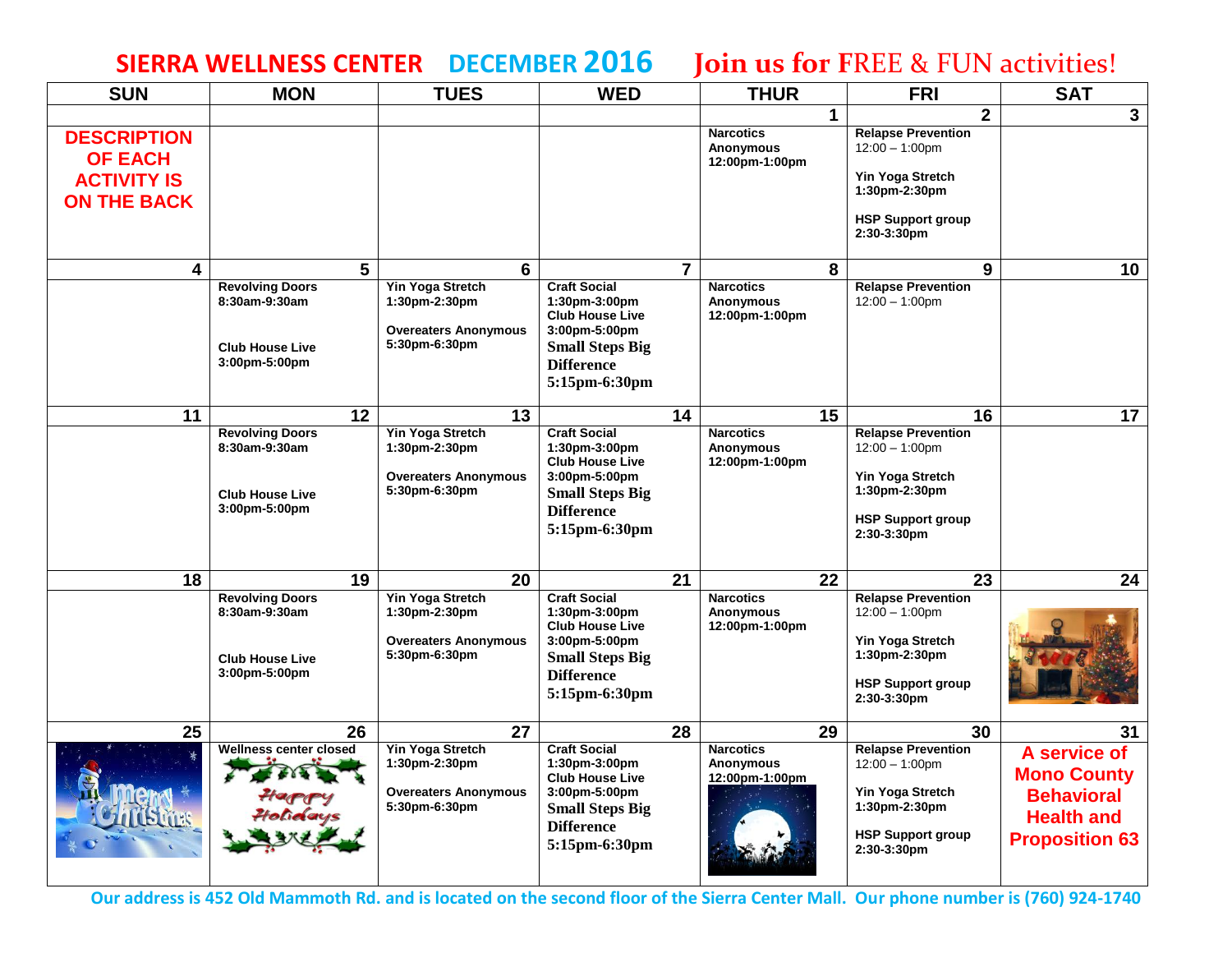# SIERRA WELLNESS CENTER DECEMBER 2016 Join us for FREE & FUN activities!

| SUN | MON | TUES | WED | THUR | FRI | SAT |
|---|---|---|---|---|---|---|
| | | | | 1 | 2 | 3 |
| **DESCRIPTION OF EACH ACTIVITY IS ON THE BACK** | | | | **Narcotics Anonymous** 12:00pm-1:00pm | **Relapse Prevention** 12:00 – 1:00pm<br>**Yin Yoga Stretch** 1:30pm-2:30pm<br>**HSP Support group** 2:30-3:30pm | |
| 4 | 5 | 6 | 7 | 8 | 9 | 10 |
| | **Revolving Doors** 8:30am-9:30am<br>**Club House Live** 3:00pm-5:00pm | **Yin Yoga Stretch** 1:30pm-2:30pm<br>**Overeaters Anonymous** 5:30pm-6:30pm | **Craft Social** 1:30pm-3:00pm<br>**Club House Live** 3:00pm-5:00pm<br>**Small Steps Big Difference** 5:15pm-6:30pm | **Narcotics Anonymous** 12:00pm-1:00pm | **Relapse Prevention** 12:00 – 1:00pm | |
| 11 | 12 | 13 | 14 | 15 | 16 | 17 |
| | **Revolving Doors** 8:30am-9:30am<br>**Club House Live** 3:00pm-5:00pm | **Yin Yoga Stretch** 1:30pm-2:30pm<br>**Overeaters Anonymous** 5:30pm-6:30pm | **Craft Social** 1:30pm-3:00pm<br>**Club House Live** 3:00pm-5:00pm<br>**Small Steps Big Difference** 5:15pm-6:30pm | **Narcotics Anonymous** 12:00pm-1:00pm | **Relapse Prevention** 12:00 – 1:00pm<br>**Yin Yoga Stretch** 1:30pm-2:30pm<br>**HSP Support group** 2:30-3:30pm | |
| 18 | 19 | 20 | 21 | 22 | 23 | 24 |
| | **Revolving Doors** 8:30am-9:30am<br>**Club House Live** 3:00pm-5:00pm | **Yin Yoga Stretch** 1:30pm-2:30pm<br>**Overeaters Anonymous** 5:30pm-6:30pm | **Craft Social** 1:30pm-3:00pm<br>**Club House Live** 3:00pm-5:00pm<br>**Small Steps Big Difference** 5:15pm-6:30pm | **Narcotics Anonymous** 12:00pm-1:00pm | **Relapse Prevention** 12:00 – 1:00pm<br>**Yin Yoga Stretch** 1:30pm-2:30pm<br>**HSP Support group** 2:30-3:30pm | |
| 25 | 26 | 27 | 28 | 29 | 30 | 31 |
| | **Wellness center closed** | **Yin Yoga Stretch** 1:30pm-2:30pm<br>**Overeaters Anonymous** 5:30pm-6:30pm | **Craft Social** 1:30pm-3:00pm<br>**Club House Live** 3:00pm-5:00pm<br>**Small Steps Big Difference** 5:15pm-6:30pm | **Narcotics Anonymous** 12:00pm-1:00pm | **Relapse Prevention** 12:00 – 1:00pm<br>**Yin Yoga Stretch** 1:30pm-2:30pm<br>**HSP Support group** 2:30-3:30pm | **A service of Mono County Behavioral Health and Proposition 63** |

Our address is 452 Old Mammoth Rd. and is located on the second floor of the Sierra Center Mall. Our phone number is (760) 924-1740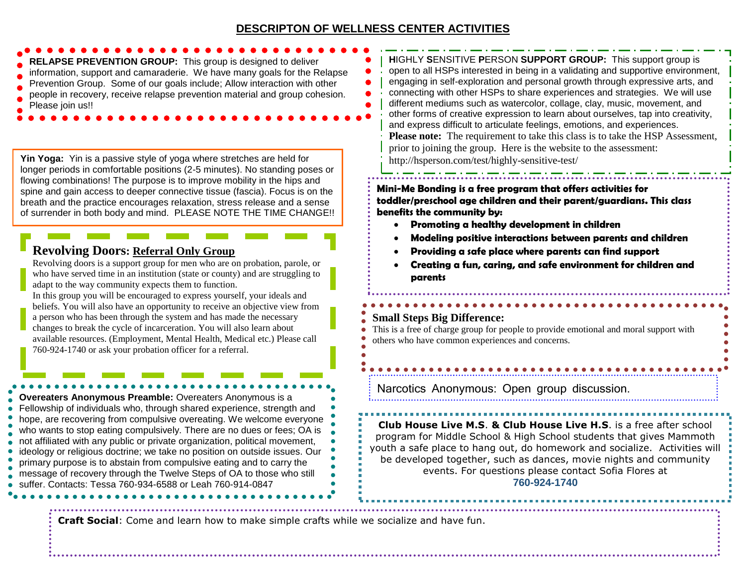# DESCRIPTON OF WELLNESS CENTER ACTIVITIES

**RELAPSE PREVENTION GROUP:** This group is designed to deliver information, support and camaraderie. We have many goals for the Relapse Prevention Group. Some of our goals include; Allow interaction with other people in recovery, receive relapse prevention material and group cohesion. Please join us!!

**Yin Yoga:** Yin is a passive style of yoga where stretches are held for longer periods in comfortable positions (2-5 minutes). No standing poses or flowing combinations! The purpose is to improve mobility in the hips and spine and gain access to deeper connective tissue (fascia). Focus is on the breath and the practice encourages relaxation, stress release and a sense of surrender in both body and mind. PLEASE NOTE THE TIME CHANGE!!

## Revolving Doors: Referral Only Group

Revolving doors is a support group for men who are on probation, parole, or who have served time in an institution (state or county) and are struggling to adapt to the way community expects them to function.

In this group you will be encouraged to express yourself, your ideals and beliefs. You will also have an opportunity to receive an objective view from a person who has been through the system and has made the necessary changes to break the cycle of incarceration. You will also learn about available resources. (Employment, Mental Health, Medical etc.) Please call 760-924-1740 or ask your probation officer for a referral.

**Overeaters Anonymous Preamble:** Overeaters Anonymous is a Fellowship of individuals who, through shared experience, strength and hope, are recovering from compulsive overeating. We welcome everyone who wants to stop eating compulsively. There are no dues or fees; OA is not affiliated with any public or private organization, political movement, ideology or religious doctrine; we take no position on outside issues. Our primary purpose is to abstain from compulsive eating and to carry the message of recovery through the Twelve Steps of OA to those who still suffer. Contacts: Tessa 760-934-6588 or Leah 760-914-0847

**HIGHLY SENSITIVE PERSON SUPPORT GROUP:** This support group is open to all HSPs interested in being in a validating and supportive environment, engaging in self-exploration and personal growth through expressive arts, and connecting with other HSPs to share experiences and strategies. We will use different mediums such as watercolor, collage, clay, music, movement, and other forms of creative expression to learn about ourselves, tap into creativity, and express difficult to articulate feelings, emotions, and experiences.

**Please note:** The requirement to take this class is to take the HSP Assessment, prior to joining the group. Here is the website to the assessment: http://hsperson.com/test/highly-sensitive-test/

**Mini-Me Bonding is a free program that offers activities for toddler/preschool age children and their parent/guardians. This class benefits the community by:**

- **Promoting a healthy development in children**
- **Modeling positive interactions between parents and children**
- **Providing a safe place where parents can find support**
- **Creating a fun, caring, and safe environment for children and parents**

**Small Steps Big Difference:**

This is a free of charge group for people to provide emotional and moral support with others who have common experiences and concerns.

Narcotics Anonymous: Open group discussion.

**Club House Live M.S**. **& Club House Live H.S**. is a free after school program for Middle School & High School students that gives Mammoth youth a safe place to hang out, do homework and socialize. Activities will be developed together, such as dances, movie nights and community events. For questions please contact Sofia Flores at **760-924-1740**

**Craft Social**: Come and learn how to make simple crafts while we socialize and have fun.